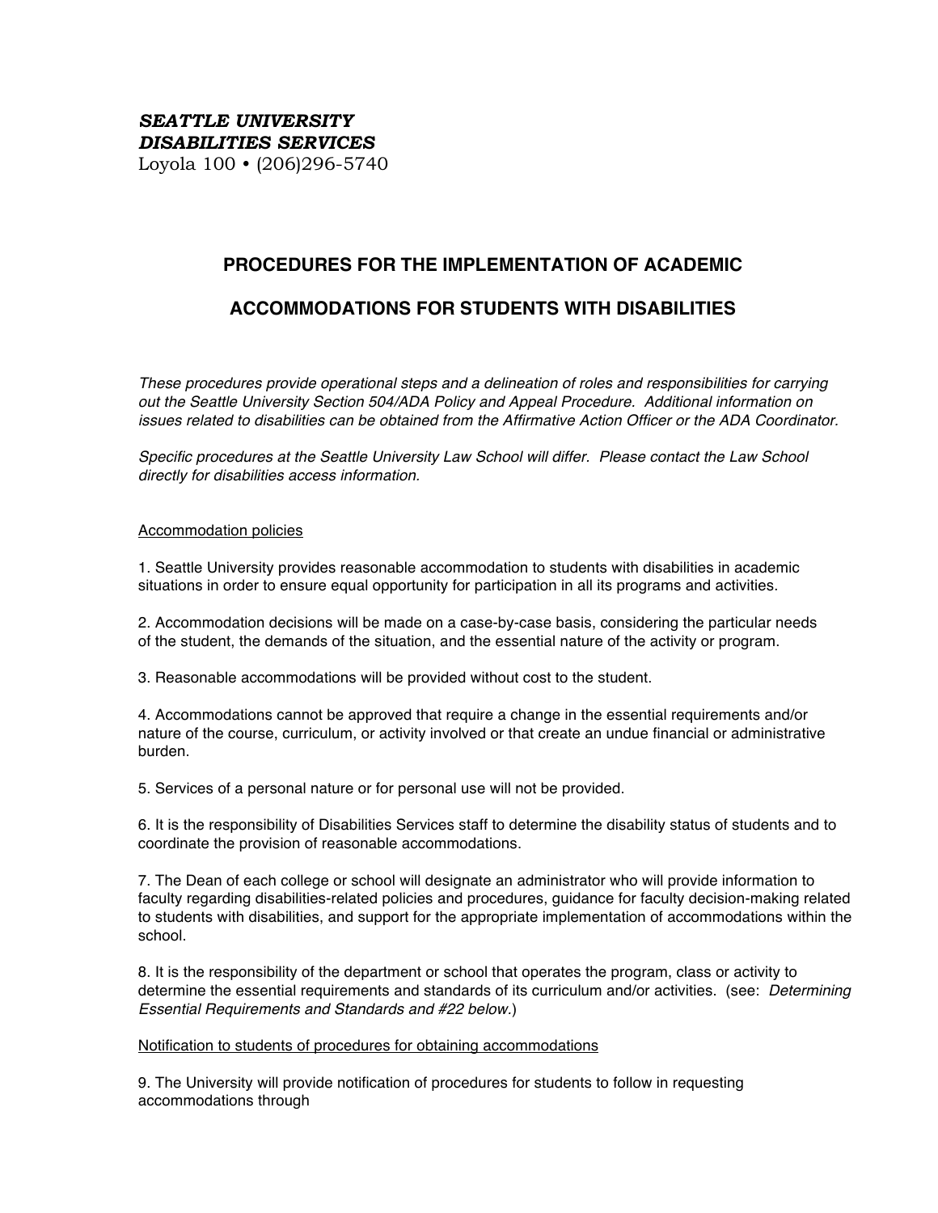***SEATTLE UNIVERSITY***
***DISABILITIES SERVICES***
Loyola 100 • (206)296-5740

# PROCEDURES FOR THE IMPLEMENTATION OF ACADEMIC ACCOMMODATIONS FOR STUDENTS WITH DISABILITIES

*These procedures provide operational steps and a delineation of roles and responsibilities for carrying out the Seattle University Section 504/ADA Policy and Appeal Procedure. Additional information on issues related to disabilities can be obtained from the Affirmative Action Officer or the ADA Coordinator.*

*Specific procedures at the Seattle University Law School will differ. Please contact the Law School directly for disabilities access information.*

<u>Accommodation policies</u>

1. Seattle University provides reasonable accommodation to students with disabilities in academic situations in order to ensure equal opportunity for participation in all its programs and activities.

2. Accommodation decisions will be made on a case-by-case basis, considering the particular needs of the student, the demands of the situation, and the essential nature of the activity or program.

3. Reasonable accommodations will be provided without cost to the student.

4. Accommodations cannot be approved that require a change in the essential requirements and/or nature of the course, curriculum, or activity involved or that create an undue financial or administrative burden.

5. Services of a personal nature or for personal use will not be provided.

6. It is the responsibility of Disabilities Services staff to determine the disability status of students and to coordinate the provision of reasonable accommodations.

7. The Dean of each college or school will designate an administrator who will provide information to faculty regarding disabilities-related policies and procedures, guidance for faculty decision-making related to students with disabilities, and support for the appropriate implementation of accommodations within the school.

8. It is the responsibility of the department or school that operates the program, class or activity to determine the essential requirements and standards of its curriculum and/or activities. (see: *Determining Essential Requirements and Standards and #22 below.*)

<u>Notification to students of procedures for obtaining accommodations</u>

9. The University will provide notification of procedures for students to follow in requesting accommodations through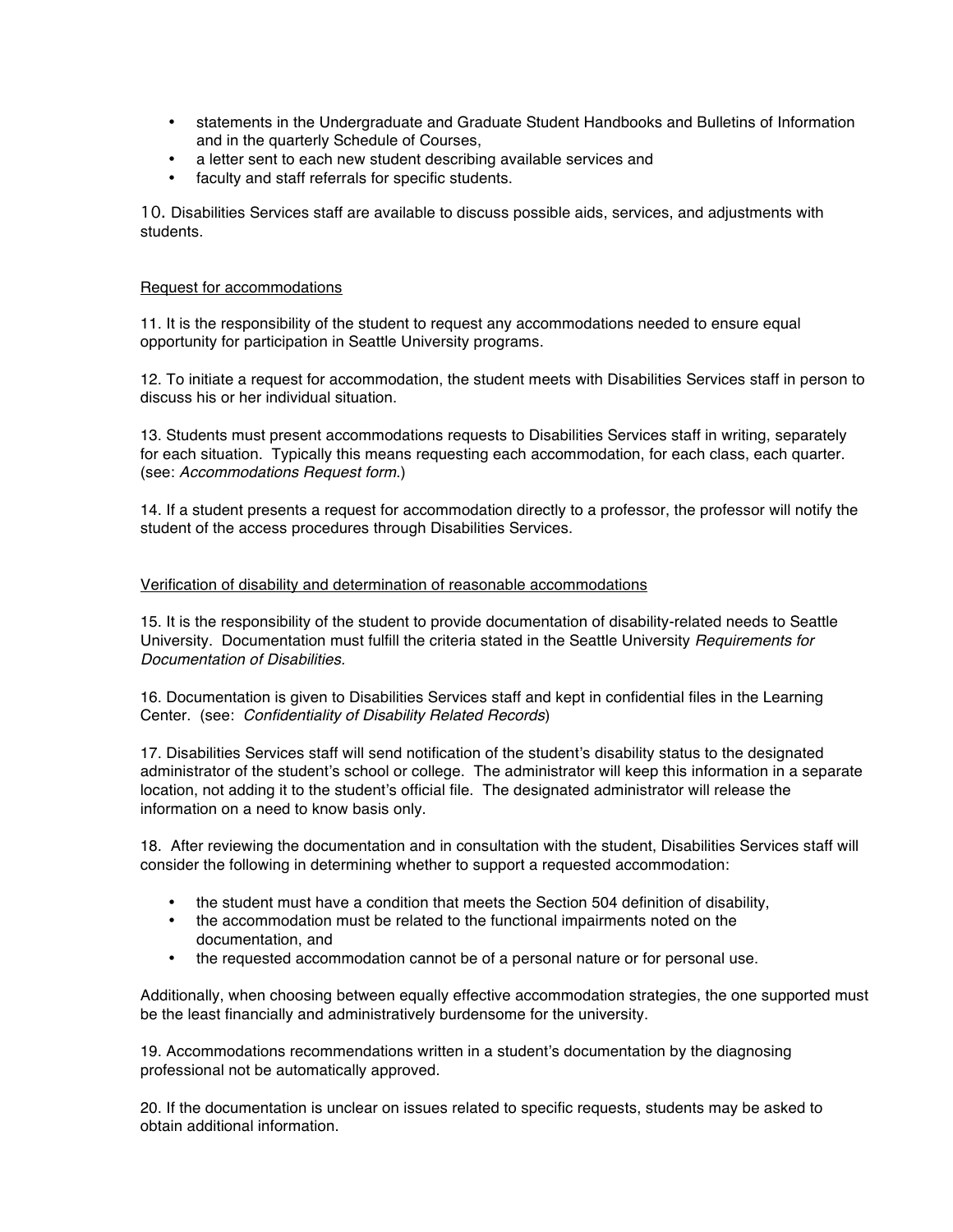- statements in the Undergraduate and Graduate Student Handbooks and Bulletins of Information and in the quarterly Schedule of Courses,
- a letter sent to each new student describing available services and
- faculty and staff referrals for specific students.

10. Disabilities Services staff are available to discuss possible aids, services, and adjustments with students.

<u>Request for accommodations</u>

11. It is the responsibility of the student to request any accommodations needed to ensure equal opportunity for participation in Seattle University programs.

12. To initiate a request for accommodation, the student meets with Disabilities Services staff in person to discuss his or her individual situation.

13. Students must present accommodations requests to Disabilities Services staff in writing, separately for each situation. Typically this means requesting each accommodation, for each class, each quarter. (see: *Accommodations Request form*.)

14. If a student presents a request for accommodation directly to a professor, the professor will notify the student of the access procedures through Disabilities Services.

<u>Verification of disability and determination of reasonable accommodations</u>

15. It is the responsibility of the student to provide documentation of disability-related needs to Seattle University. Documentation must fulfill the criteria stated in the Seattle University *Requirements for Documentation of Disabilities.*

16. Documentation is given to Disabilities Services staff and kept in confidential files in the Learning Center. (see: *Confidentiality of Disability Related Records*)

17. Disabilities Services staff will send notification of the student's disability status to the designated administrator of the student's school or college. The administrator will keep this information in a separate location, not adding it to the student's official file. The designated administrator will release the information on a need to know basis only.

18. After reviewing the documentation and in consultation with the student, Disabilities Services staff will consider the following in determining whether to support a requested accommodation:

- the student must have a condition that meets the Section 504 definition of disability,
- the accommodation must be related to the functional impairments noted on the documentation, and
- the requested accommodation cannot be of a personal nature or for personal use.

Additionally, when choosing between equally effective accommodation strategies, the one supported must be the least financially and administratively burdensome for the university.

19. Accommodations recommendations written in a student's documentation by the diagnosing professional not be automatically approved.

20. If the documentation is unclear on issues related to specific requests, students may be asked to obtain additional information.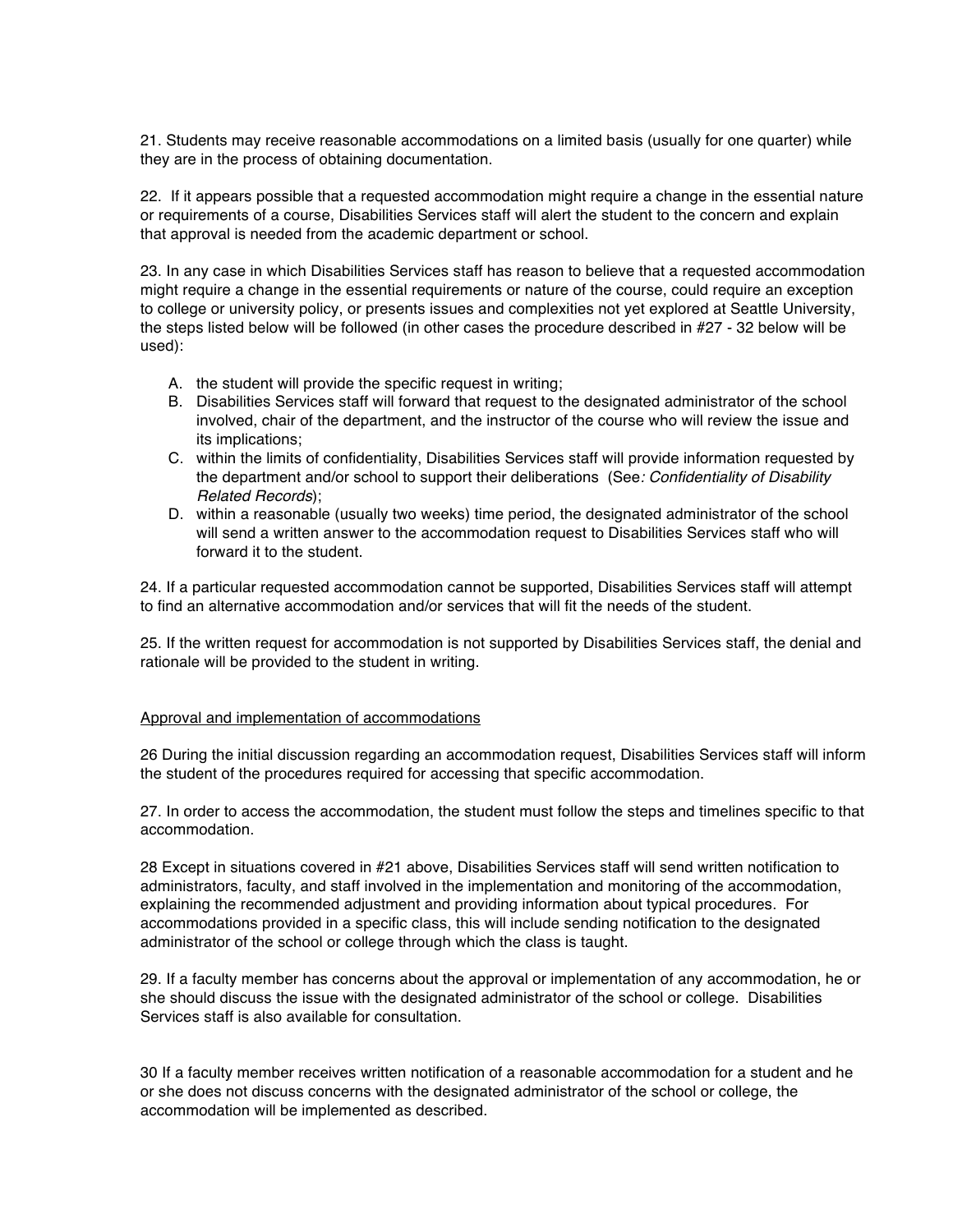21. Students may receive reasonable accommodations on a limited basis (usually for one quarter) while they are in the process of obtaining documentation.

22. If it appears possible that a requested accommodation might require a change in the essential nature or requirements of a course, Disabilities Services staff will alert the student to the concern and explain that approval is needed from the academic department or school.

23. In any case in which Disabilities Services staff has reason to believe that a requested accommodation might require a change in the essential requirements or nature of the course, could require an exception to college or university policy, or presents issues and complexities not yet explored at Seattle University, the steps listed below will be followed (in other cases the procedure described in #27 - 32 below will be used):

A. the student will provide the specific request in writing;
B. Disabilities Services staff will forward that request to the designated administrator of the school involved, chair of the department, and the instructor of the course who will review the issue and its implications;
C. within the limits of confidentiality, Disabilities Services staff will provide information requested by the department and/or school to support their deliberations (See*: Confidentiality of Disability Related Records*);
D. within a reasonable (usually two weeks) time period, the designated administrator of the school will send a written answer to the accommodation request to Disabilities Services staff who will forward it to the student.

24. If a particular requested accommodation cannot be supported, Disabilities Services staff will attempt to find an alternative accommodation and/or services that will fit the needs of the student.

25. If the written request for accommodation is not supported by Disabilities Services staff, the denial and rationale will be provided to the student in writing.

<u>Approval and implementation of accommodations</u>

26 During the initial discussion regarding an accommodation request, Disabilities Services staff will inform the student of the procedures required for accessing that specific accommodation.

27. In order to access the accommodation, the student must follow the steps and timelines specific to that accommodation.

28 Except in situations covered in #21 above, Disabilities Services staff will send written notification to administrators, faculty, and staff involved in the implementation and monitoring of the accommodation, explaining the recommended adjustment and providing information about typical procedures. For accommodations provided in a specific class, this will include sending notification to the designated administrator of the school or college through which the class is taught.

29. If a faculty member has concerns about the approval or implementation of any accommodation, he or she should discuss the issue with the designated administrator of the school or college. Disabilities Services staff is also available for consultation.

30 If a faculty member receives written notification of a reasonable accommodation for a student and he or she does not discuss concerns with the designated administrator of the school or college, the accommodation will be implemented as described.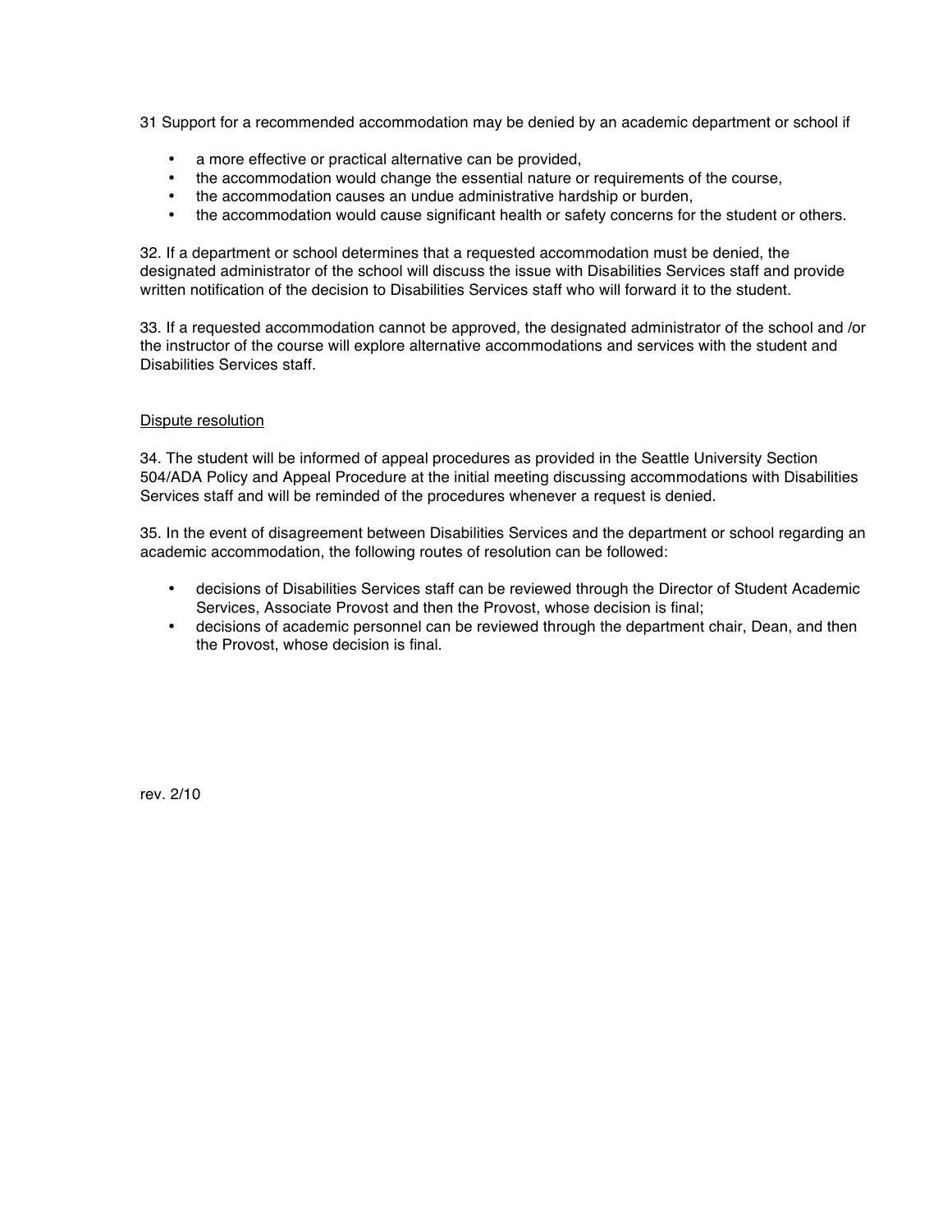31 Support for a recommended accommodation may be denied by an academic department or school if

- a more effective or practical alternative can be provided,
- the accommodation would change the essential nature or requirements of the course,
- the accommodation causes an undue administrative hardship or burden,
- the accommodation would cause significant health or safety concerns for the student or others.

32. If a department or school determines that a requested accommodation must be denied, the designated administrator of the school will discuss the issue with Disabilities Services staff and provide written notification of the decision to Disabilities Services staff who will forward it to the student.

33. If a requested accommodation cannot be approved, the designated administrator of the school and /or the instructor of the course will explore alternative accommodations and services with the student and Disabilities Services staff.

Dispute resolution

34. The student will be informed of appeal procedures as provided in the Seattle University Section 504/ADA Policy and Appeal Procedure at the initial meeting discussing accommodations with Disabilities Services staff and will be reminded of the procedures whenever a request is denied.

35. In the event of disagreement between Disabilities Services and the department or school regarding an academic accommodation, the following routes of resolution can be followed:

- decisions of Disabilities Services staff can be reviewed through the Director of Student Academic Services, Associate Provost and then the Provost, whose decision is final;
- decisions of academic personnel can be reviewed through the department chair, Dean, and then the Provost, whose decision is final.

rev. 2/10